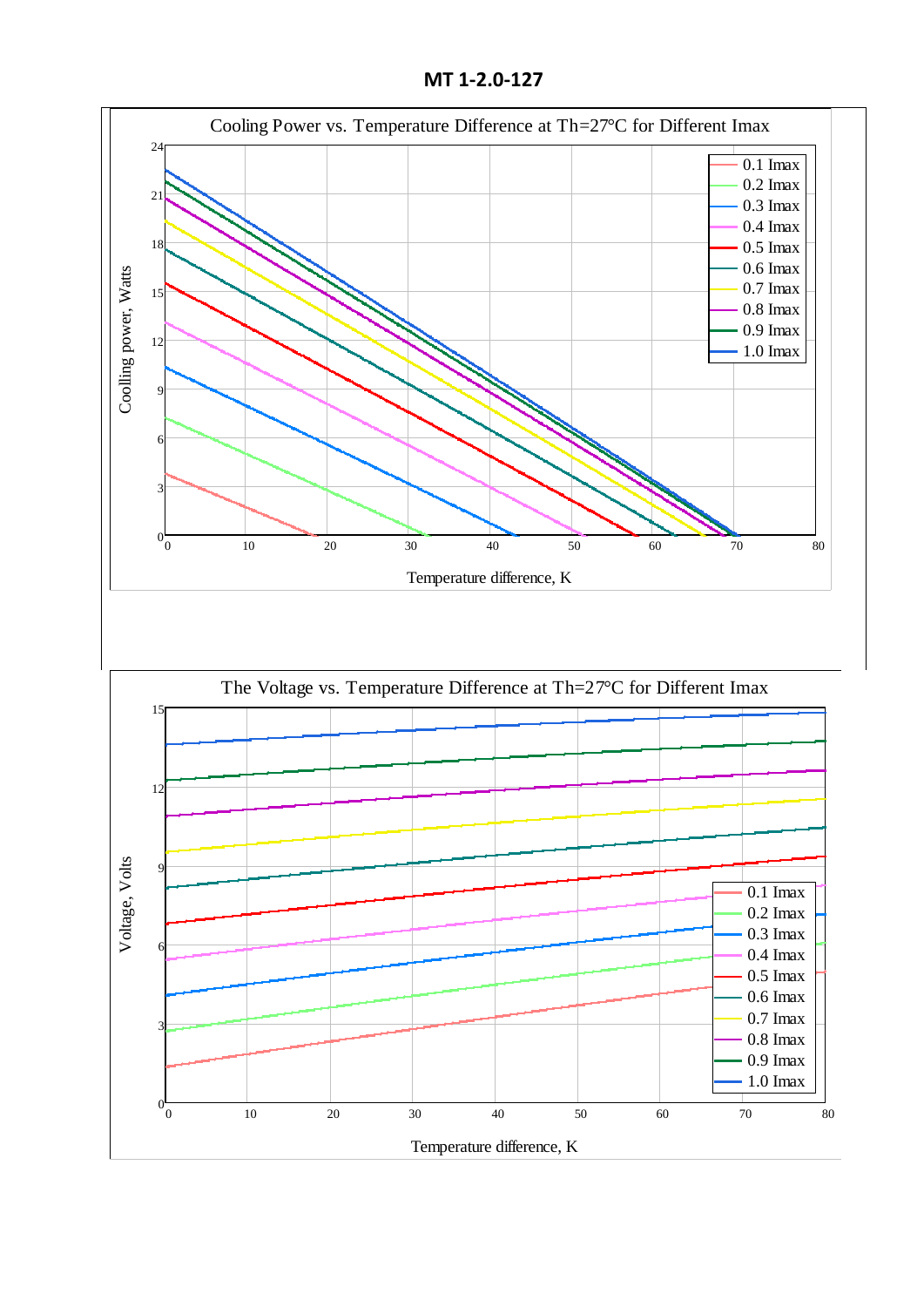**MT 1-2.0-127**

Cooling Power vs. Temperature Difference at Th=27°C for Different Imax

Coolling power, Watts

Temperature difference, K

0.1 Imax
0.2 Imax
0.3 Imax
0.4 Imax
0.5 Imax
0.6 Imax
0.7 Imax
0.8 Imax
0.9 Imax
1.0 Imax

The Voltage vs. Temperature Difference at Th=27°C for Different Imax

Voltage, Volts

Temperature difference, K

0.1 Imax
0.2 Imax
0.3 Imax
0.4 Imax
0.5 Imax
0.6 Imax
0.7 Imax
0.8 Imax
0.9 Imax
1.0 Imax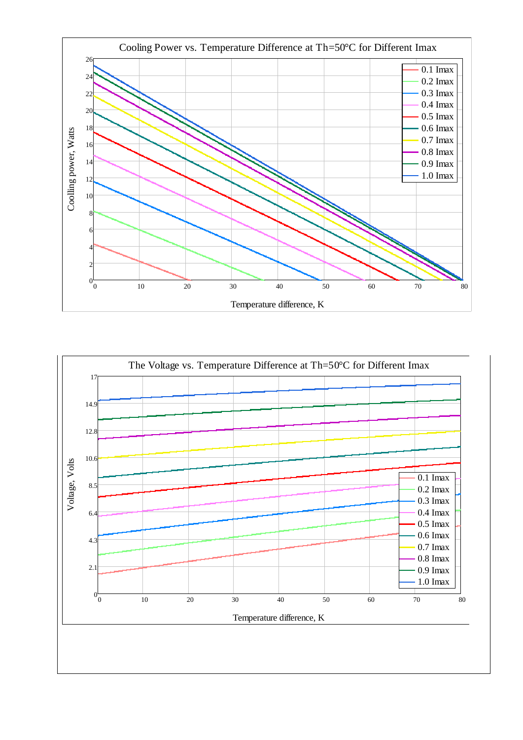Cooling Power vs. Temperature Difference at Th=50°C for Different Imax

Coolling power, Watts

26
24
22
20
18
16
14
12
10
8
6
4
2
0

0
10
20
30
40
50
60
70
80

Temperature difference, K

0.1 Imax
0.2 Imax
0.3 Imax
0.4 Imax
0.5 Imax
0.6 Imax
0.7 Imax
0.8 Imax
0.9 Imax
1.0 Imax

The Voltage vs. Temperature Difference at Th=50°C for Different Imax

Voltage, Volts

17
14.9
12.8
10.6
8.5
6.4
4.3
2.1
0

0
10
20
30
40
50
60
70
80

Temperature difference, K

0.1 Imax
0.2 Imax
0.3 Imax
0.4 Imax
0.5 Imax
0.6 Imax
0.7 Imax
0.8 Imax
0.9 Imax
1.0 Imax